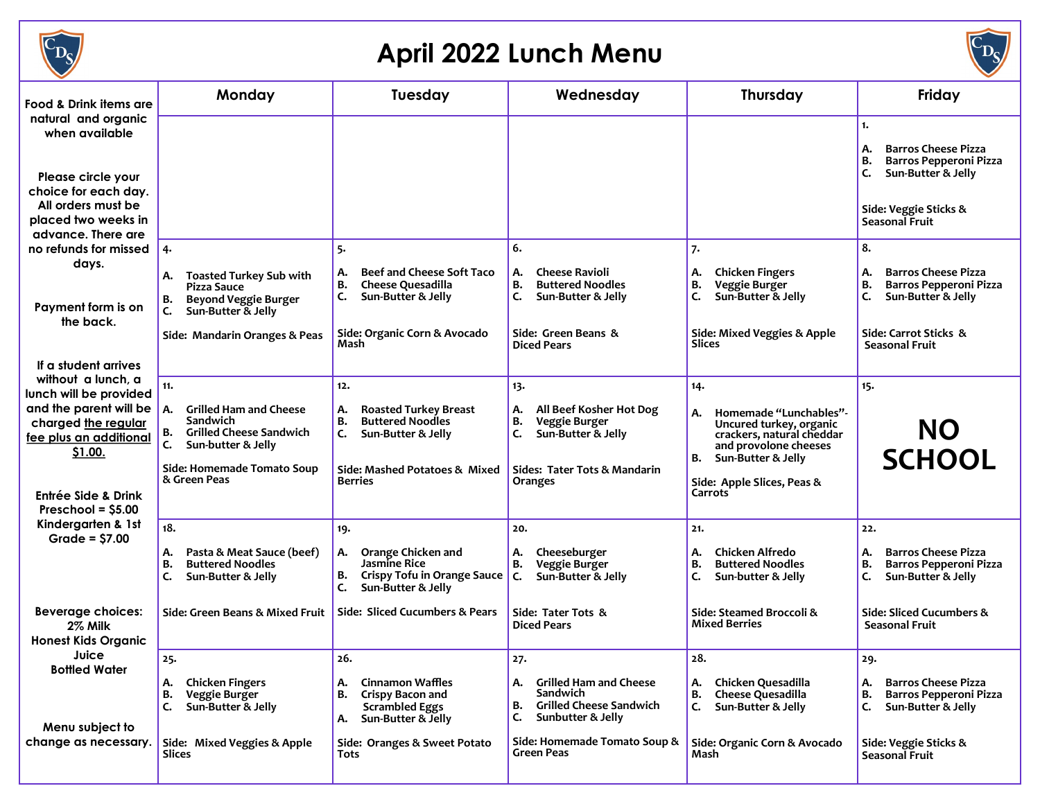# April 2022 Lunch Menu

Food & Drink items are natural and organic when available

Please circle your choice for each day. All orders must be placed two weeks in advance. There are no refunds for missed days.

Payment form is on the back.

If a student arrives without a lunch, a lunch will be provided and the parent will be charged the regular fee plus an additional $1.00.

Entrée Side & Drink
Preschool = $5.00
Kindergarten & 1st Grade = $7.00

Beverage choices:
2% Milk
Honest Kids Organic Juice
Bottled Water

Menu subject to change as necessary.

| Monday | Tuesday | Wednesday | Thursday | Friday |
| --- | --- | --- | --- | --- |
| | | | | 1.<br>A. Barros Cheese Pizza<br>B. Barros Pepperoni Pizza<br>C. Sun-Butter & Jelly<br><br>Side: Veggie Sticks & Seasonal Fruit |
| 4.<br>A. Toasted Turkey Sub with Pizza Sauce<br>B. Beyond Veggie Burger<br>C. Sun-Butter & Jelly<br><br>Side: Mandarin Oranges & Peas | 5.<br>A. Beef and Cheese Soft Taco<br>B. Cheese Quesadilla<br>C. Sun-Butter & Jelly<br><br>Side: Organic Corn & Avocado Mash | 6.<br>A. Cheese Ravioli<br>B. Buttered Noodles<br>C. Sun-Butter & Jelly<br><br>Side: Green Beans & Diced Pears | 7.<br>A. Chicken Fingers<br>B. Veggie Burger<br>C. Sun-Butter & Jelly<br><br>Side: Mixed Veggies & Apple Slices | 8.<br>A. Barros Cheese Pizza<br>B. Barros Pepperoni Pizza<br>C. Sun-Butter & Jelly<br><br>Side: Carrot Sticks & Seasonal Fruit |
| 11.<br>A. Grilled Ham and Cheese Sandwich<br>B. Grilled Cheese Sandwich<br>C. Sun-butter & Jelly<br><br>Side: Homemade Tomato Soup & Green Peas | 12.<br>A. Roasted Turkey Breast<br>B. Buttered Noodles<br>C. Sun-Butter & Jelly<br><br>Side: Mashed Potatoes & Mixed Berries | 13.<br>A. All Beef Kosher Hot Dog<br>B. Veggie Burger<br>C. Sun-Butter & Jelly<br><br>Sides: Tater Tots & Mandarin Oranges | 14.<br>A. Homemade "Lunchables"- Uncured turkey, organic crackers, natural cheddar and provolone cheeses<br>B. Sun-Butter & Jelly<br><br>Side: Apple Slices, Peas & Carrots | 15.<br>**NO SCHOOL** |
| 18.<br>A. Pasta & Meat Sauce (beef)<br>B. Buttered Noodles<br>C. Sun-Butter & Jelly<br><br>Side: Green Beans & Mixed Fruit | 19.<br>A. Orange Chicken and Jasmine Rice<br>B. Crispy Tofu in Orange Sauce<br>C. Sun-Butter & Jelly<br><br>Side: Sliced Cucumbers & Pears | 20.<br>A. Cheeseburger<br>B. Veggie Burger<br>C. Sun-Butter & Jelly<br><br>Side: Tater Tots & Diced Pears | 21.<br>A. Chicken Alfredo<br>B. Buttered Noodles<br>C. Sun-butter & Jelly<br><br>Side: Steamed Broccoli & Mixed Berries | 22.<br>A. Barros Cheese Pizza<br>B. Barros Pepperoni Pizza<br>C. Sun-Butter & Jelly<br><br>Side: Sliced Cucumbers & Seasonal Fruit |
| 25.<br>A. Chicken Fingers<br>B. Veggie Burger<br>C. Sun-Butter & Jelly<br><br>Side: Mixed Veggies & Apple Slices | 26.<br>A. Cinnamon Waffles<br>B. Crispy Bacon and Scrambled Eggs<br>A. Sun-Butter & Jelly<br><br>Side: Oranges & Sweet Potato Tots | 27.<br>A. Grilled Ham and Cheese Sandwich<br>B. Grilled Cheese Sandwich<br>C. Sunbutter & Jelly<br><br>Side: Homemade Tomato Soup & Green Peas | 28.<br>A. Chicken Quesadilla<br>B. Cheese Quesadilla<br>C. Sun-Butter & Jelly<br><br>Side: Organic Corn & Avocado Mash | 29.<br>A. Barros Cheese Pizza<br>B. Barros Pepperoni Pizza<br>C. Sun-Butter & Jelly<br><br>Side: Veggie Sticks & Seasonal Fruit |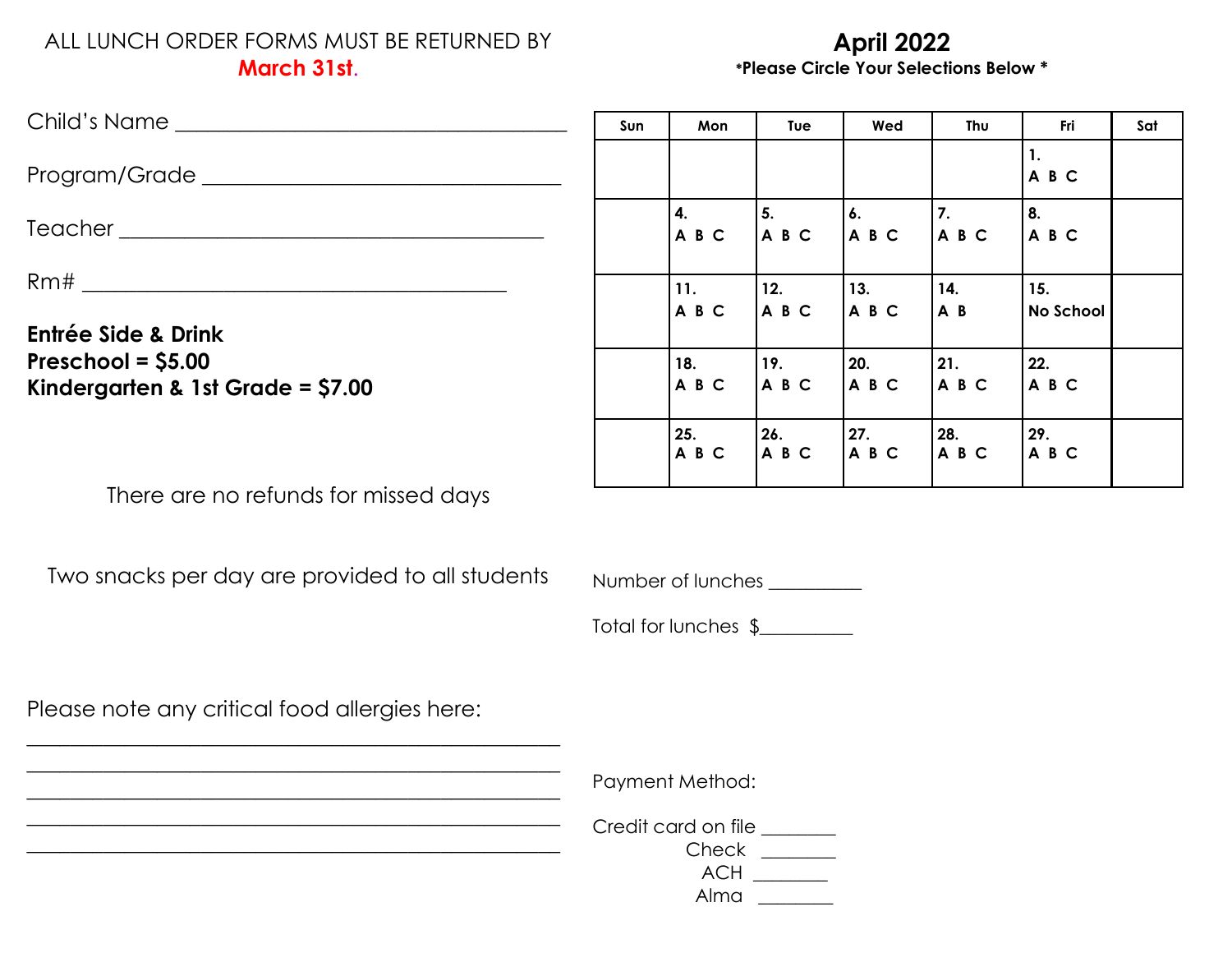ALL LUNCH ORDER FORMS MUST BE RETURNED BY **March 31st.**

Child's Name ___________________________________

Program/Grade ________________________________

Teacher _______________________________________

Rm# _______________________________________

**Entrée Side & Drink**
**Preschool = $5.00**
**Kindergarten & 1st Grade = $7.00**

There are no refunds for missed days

Two snacks per day are provided to all students

Please note any critical food allergies here:

_______________________________________________

_______________________________________________

_______________________________________________

_______________________________________________

_______________________________________________

# April 2022

***Please Circle Your Selections Below ***

| Sun | Mon | Tue | Wed | Thu | Fri | Sat |
|---|---|---|---|---|---|---|
| | | | | | **1.** A B C | |
| | **4.** A B C | **5.** A B C | **6.** A B C | **7.** A B C | **8.** A B C | |
| | **11.** A B C | **12.** A B C | **13.** A B C | **14.** A B | **15.** No School | |
| | **18.** A B C | **19.** A B C | **20.** A B C | **21.** A B C | **22.** A B C | |
| | **25.** A B C | **26.** A B C | **27.** A B C | **28.** A B C | **29.** A B C | |

Number of lunches __________

Total for lunches $__________

Payment Method:

Credit card on file ________

Check ________

ACH ________

Alma ________